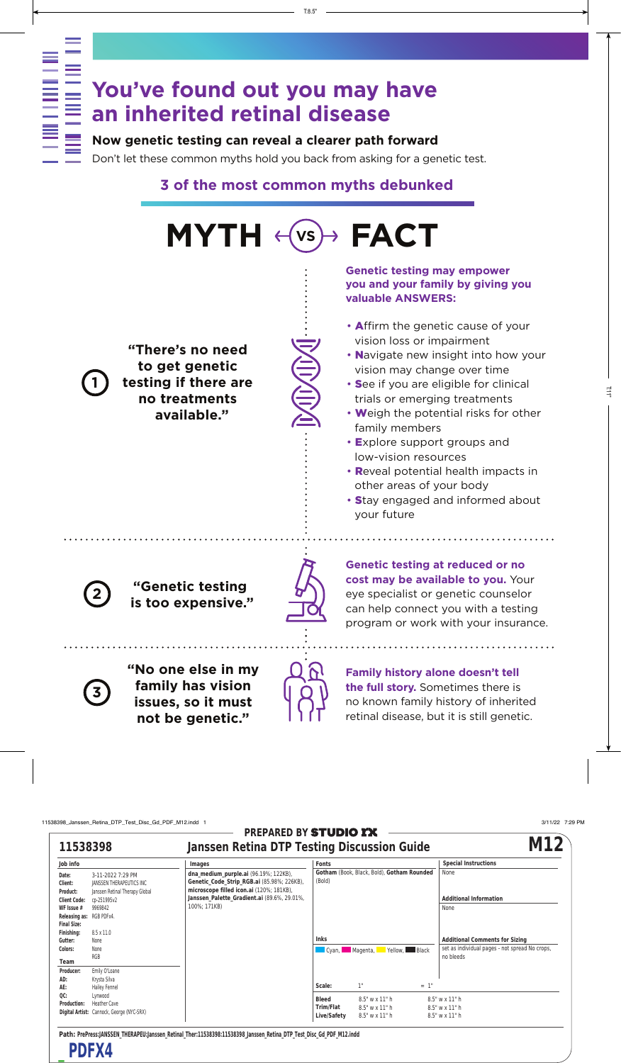# You've found out you may have an inherited retinal disease

**Now genetic testing can reveal a clearer path forward**

Don't let these common myths hold you back from asking for a genetic test.

## 3 of the most common myths debunked

# MYTH vs FACT

1. **"There's no need to get genetic testing if there are no treatments available."**

**Genetic testing may empower you and your family by giving you valuable ANSWERS:**

- **A**ffirm the genetic cause of your vision loss or impairment
- **N**avigate new insight into how your vision may change over time
- **S**ee if you are eligible for clinical trials or emerging treatments
- **W**eigh the potential risks for other family members
- **E**xplore support groups and low-vision resources
- **R**eveal potential health impacts in other areas of your body
- **S**tay engaged and informed about your future

2. **"Genetic testing is too expensive."**

**Genetic testing at reduced or no cost may be available to you.** Your eye specialist or genetic counselor can help connect you with a testing program or work with your insurance.

3. **"No one else in my family has vision issues, so it must not be genetic."**

**Family history alone doesn't tell the full story.** Sometimes there is no known family history of inherited retinal disease, but it is still genetic.

11538398_Janssen_Retina_DTP_Test_Disc_Gd_PDF_M12.indd 1 3/11/22 7:29 PM

PREPARED BY STUDIO RX

## 11538398 Janssen Retina DTP Testing Discussion Guide M12

| Job info | | Images | Fonts | Special Instructions |
|---|---|---|---|---|
| Date: | 3-11-2022 7:29 PM | dna_medium_purple.ai (96.19%; 122KB), Genetic_Code_Strip_RGB.ai (85.98%; 226KB), microscope filled icon.ai (120%; 181KB), Janssen_Palette_Gradient.ai (89.6%, 29.01%, 100%; 171KB) | Gotham (Book, Black, Bold), Gotham Rounded (Bold) | None |
| Client: | JANSSEN THERAPEUTICS INC | | | |
| Product: | Janssen Retinal Therapy Global | | | **Additional Information** |
| Client Code: | cp-251995v2 | | | None |
| WF Issue #: | 9969842 | | | |
| Releasing as: | RGB PDFx4. | | | |
| Final Size: | | | | |
| Finishing: | 8.5 x 11.0 | | **Inks** | **Additional Comments for Sizing** |
| Gutter: | None | | Cyan, Magenta, Yellow, Black | set as individual pages - not spread No crops, no bleeds |
| Colors: | None RGB | | | |
| **Team** | | | | |
| Producer: | Emily O'Loane | | | |
| AD: | Krysta Silva | | | |
| AE: | Hailey Fennel | | Scale: 1" = 1" | |
| QC: | Lynwood | | Bleed 8.5" w x 11" h | 8.5" w x 11" h |
| Production: | Heather Cave | | Trim/Flat 8.5" w x 11" h | 8.5" w x 11" h |
| Digital Artist: | Cannock, George (NYC-SRX) | | Live/Safety 8.5" w x 11" h | 8.5" w x 11" h |

**Path:** PrePress:JANSSEN_THERAPEU:Janssen_Retinal_Ther:11538398:11538398_Janssen_Retina_DTP_Test_Disc_Gd_PDF_M12.indd

PDFX4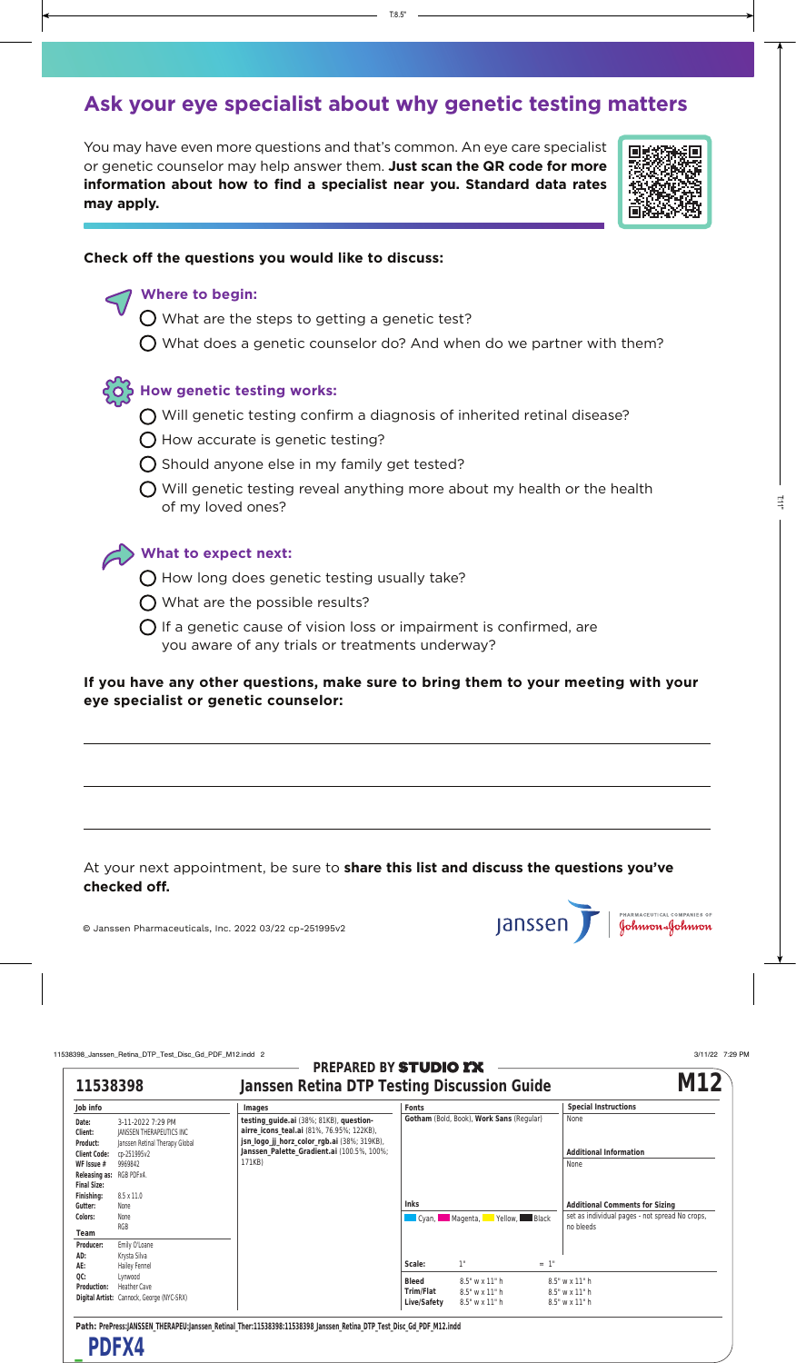## Ask your eye specialist about why genetic testing matters

You may have even more questions and that's common. An eye care specialist or genetic counselor may help answer them. **Just scan the QR code for more information about how to find a specialist near you. Standard data rates may apply.**

**Check off the questions you would like to discuss:**

### Where to begin:

- ◯ What are the steps to getting a genetic test?
- ◯ What does a genetic counselor do? And when do we partner with them?

### How genetic testing works:

- ◯ Will genetic testing confirm a diagnosis of inherited retinal disease?
- ◯ How accurate is genetic testing?
- ◯ Should anyone else in my family get tested?
- ◯ Will genetic testing reveal anything more about my health or the health of my loved ones?

### What to expect next:

- ◯ How long does genetic testing usually take?
- ◯ What are the possible results?
- ◯ If a genetic cause of vision loss or impairment is confirmed, are you aware of any trials or treatments underway?

**If you have any other questions, make sure to bring them to your meeting with your eye specialist or genetic counselor:**

\_\_\_\_\_\_\_\_\_\_\_\_\_\_\_\_\_\_\_\_\_\_\_\_\_\_\_\_\_\_\_\_\_\_\_\_\_\_\_\_

\_\_\_\_\_\_\_\_\_\_\_\_\_\_\_\_\_\_\_\_\_\_\_\_\_\_\_\_\_\_\_\_\_\_\_\_\_\_\_\_

\_\_\_\_\_\_\_\_\_\_\_\_\_\_\_\_\_\_\_\_\_\_\_\_\_\_\_\_\_\_\_\_\_\_\_\_\_\_\_\_

At your next appointment, be sure to **share this list and discuss the questions you've checked off.**

© Janssen Pharmaceuticals, Inc. 2022 03/22 cp-251995v2

Janssen | PHARMACEUTICAL COMPANIES OF Johnson & Johnson

11538398_Janssen_Retina_DTP_Test_Disc_Gd_PDF_M12.indd 2 — 3/11/22 7:29 PM

PREPARED BY STUDIO RX

**11538398** — **Janssen Retina DTP Testing Discussion Guide** — **M12**

| Job info | | Images | Fonts | Special Instructions |
|---|---|---|---|---|
| Date: | 3-11-2022 7:29 PM | testing_guide.ai (38%; 81KB), question-airre_icons_teal.ai (81%, 76.95%; 122KB), jsn_logo_jj_horz_color_rgb.ai (38%; 319KB), Janssen_Palette_Gradient.ai (100.5%, 100%; 171KB) | Gotham (Bold, Book), Work Sans (Regular) | None |
| Client: | JANSSEN THERAPEUTICS INC | | | |
| Product: | Janssen Retinal Therapy Global | | | Additional Information |
| Client Code: | cp-251995v2 | | | None |
| WF Issue # | 9969842 | | | |
| Releasing as: | RGB PDFx4. | | | |
| Final Size: | | | | |
| Finishing: | 8.5 x 11.0 | | Inks | Additional Comments for Sizing |
| Gutter: | None | | Cyan, Magenta, Yellow, Black | set as individual pages - not spread No crops, no bleeds |
| Colors: | None RGB | | | |
| Team | | | | |
| Producer: | Emily O'Loane | | | |
| AD: | Krysta Silva | | | |
| AE: | Hailey Fennel | | Scale: 1" = 1" | |
| QC: | Lynwood | | Bleed: 8.5" w x 11" h / 8.5" w x 11" h | |
| Production: | Heather Cave | | Trim/Flat: 8.5" w x 11" h / 8.5" w x 11" h | |
| Digital Artist: | Cannock, George (NYC-SRX) | | Live/Safety: 8.5" w x 11" h / 8.5" w x 11" h | |

Path: PrePress:JANSSEN_THERAPEU:Janssen_Retinal_Ther:11538398:11538398_Janssen_Retina_DTP_Test_Disc_Gd_PDF_M12.indd

PDFX4